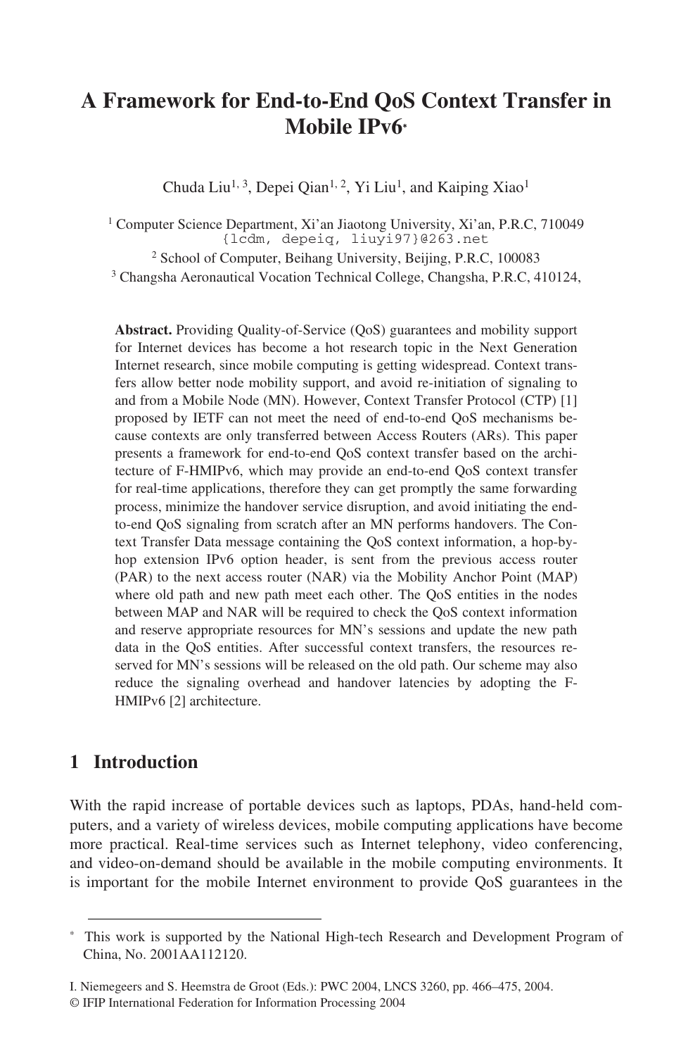# A Framework for End-to-End QoS Context Transfer in Mobile IPv6*

Chuda Liu[1, 3], Depei Qian[1, 2], Yi Liu[1], and Kaiping Xiao[1]

[1] Computer Science Department, Xi'an Jiaotong University, Xi'an, P.R.C, 710049
{lcdm, depeiq, liuyi97}@263.net

[2] School of Computer, Beihang University, Beijing, P.R.C, 100083

[3] Changsha Aeronautical Vocation Technical College, Changsha, P.R.C, 410124,

**Abstract.** Providing Quality-of-Service (QoS) guarantees and mobility support for Internet devices has become a hot research topic in the Next Generation Internet research, since mobile computing is getting widespread. Context transfers allow better node mobility support, and avoid re-initiation of signaling to and from a Mobile Node (MN). However, Context Transfer Protocol (CTP) [1] proposed by IETF can not meet the need of end-to-end QoS mechanisms because contexts are only transferred between Access Routers (ARs). This paper presents a framework for end-to-end QoS context transfer based on the architecture of F-HMIPv6, which may provide an end-to-end QoS context transfer for real-time applications, therefore they can get promptly the same forwarding process, minimize the handover service disruption, and avoid initiating the end-to-end QoS signaling from scratch after an MN performs handovers. The Context Transfer Data message containing the QoS context information, a hop-by-hop extension IPv6 option header, is sent from the previous access router (PAR) to the next access router (NAR) via the Mobility Anchor Point (MAP) where old path and new path meet each other. The QoS entities in the nodes between MAP and NAR will be required to check the QoS context information and reserve appropriate resources for MN's sessions and update the new path data in the QoS entities. After successful context transfers, the resources reserved for MN's sessions will be released on the old path. Our scheme may also reduce the signaling overhead and handover latencies by adopting the F-HMIPv6 [2] architecture.

## 1 Introduction

With the rapid increase of portable devices such as laptops, PDAs, hand-held computers, and a variety of wireless devices, mobile computing applications have become more practical. Real-time services such as Internet telephony, video conferencing, and video-on-demand should be available in the mobile computing environments. It is important for the mobile Internet environment to provide QoS guarantees in the

* This work is supported by the National High-tech Research and Development Program of China, No. 2001AA112120.

I. Niemegeers and S. Heemstra de Groot (Eds.): PWC 2004, LNCS 3260, pp. 466–475, 2004.
© IFIP International Federation for Information Processing 2004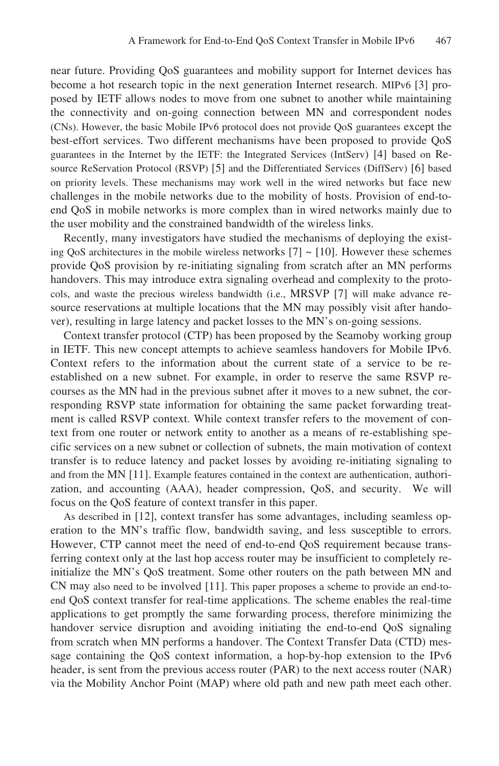near future. Providing QoS guarantees and mobility support for Internet devices has become a hot research topic in the next generation Internet research. MIPv6 [3] proposed by IETF allows nodes to move from one subnet to another while maintaining the connectivity and on-going connection between MN and correspondent nodes (CNs). However, the basic Mobile IPv6 protocol does not provide QoS guarantees except the best-effort services. Two different mechanisms have been proposed to provide QoS guarantees in the Internet by the IETF: the Integrated Services (IntServ) [4] based on Resource ReServation Protocol (RSVP) [5] and the Differentiated Services (DiffServ) [6] based on priority levels. These mechanisms may work well in the wired networks but face new challenges in the mobile networks due to the mobility of hosts. Provision of end-to-end QoS in mobile networks is more complex than in wired networks mainly due to the user mobility and the constrained bandwidth of the wireless links.

Recently, many investigators have studied the mechanisms of deploying the existing QoS architectures in the mobile wireless networks [7] ~ [10]. However these schemes provide QoS provision by re-initiating signaling from scratch after an MN performs handovers. This may introduce extra signaling overhead and complexity to the protocols, and waste the precious wireless bandwidth (i.e., MRSVP [7] will make advance resource reservations at multiple locations that the MN may possibly visit after handover), resulting in large latency and packet losses to the MN's on-going sessions.

Context transfer protocol (CTP) has been proposed by the Seamoby working group in IETF. This new concept attempts to achieve seamless handovers for Mobile IPv6. Context refers to the information about the current state of a service to be re-established on a new subnet. For example, in order to reserve the same RSVP recourses as the MN had in the previous subnet after it moves to a new subnet, the corresponding RSVP state information for obtaining the same packet forwarding treatment is called RSVP context. While context transfer refers to the movement of context from one router or network entity to another as a means of re-establishing specific services on a new subnet or collection of subnets, the main motivation of context transfer is to reduce latency and packet losses by avoiding re-initiating signaling to and from the MN [11]. Example features contained in the context are authentication, authorization, and accounting (AAA), header compression, QoS, and security. We will focus on the QoS feature of context transfer in this paper.

As described in [12], context transfer has some advantages, including seamless operation to the MN's traffic flow, bandwidth saving, and less susceptible to errors. However, CTP cannot meet the need of end-to-end QoS requirement because transferring context only at the last hop access router may be insufficient to completely re-initialize the MN's QoS treatment. Some other routers on the path between MN and CN may also need to be involved [11]. This paper proposes a scheme to provide an end-to-end QoS context transfer for real-time applications. The scheme enables the real-time applications to get promptly the same forwarding process, therefore minimizing the handover service disruption and avoiding initiating the end-to-end QoS signaling from scratch when MN performs a handover. The Context Transfer Data (CTD) message containing the QoS context information, a hop-by-hop extension to the IPv6 header, is sent from the previous access router (PAR) to the next access router (NAR) via the Mobility Anchor Point (MAP) where old path and new path meet each other.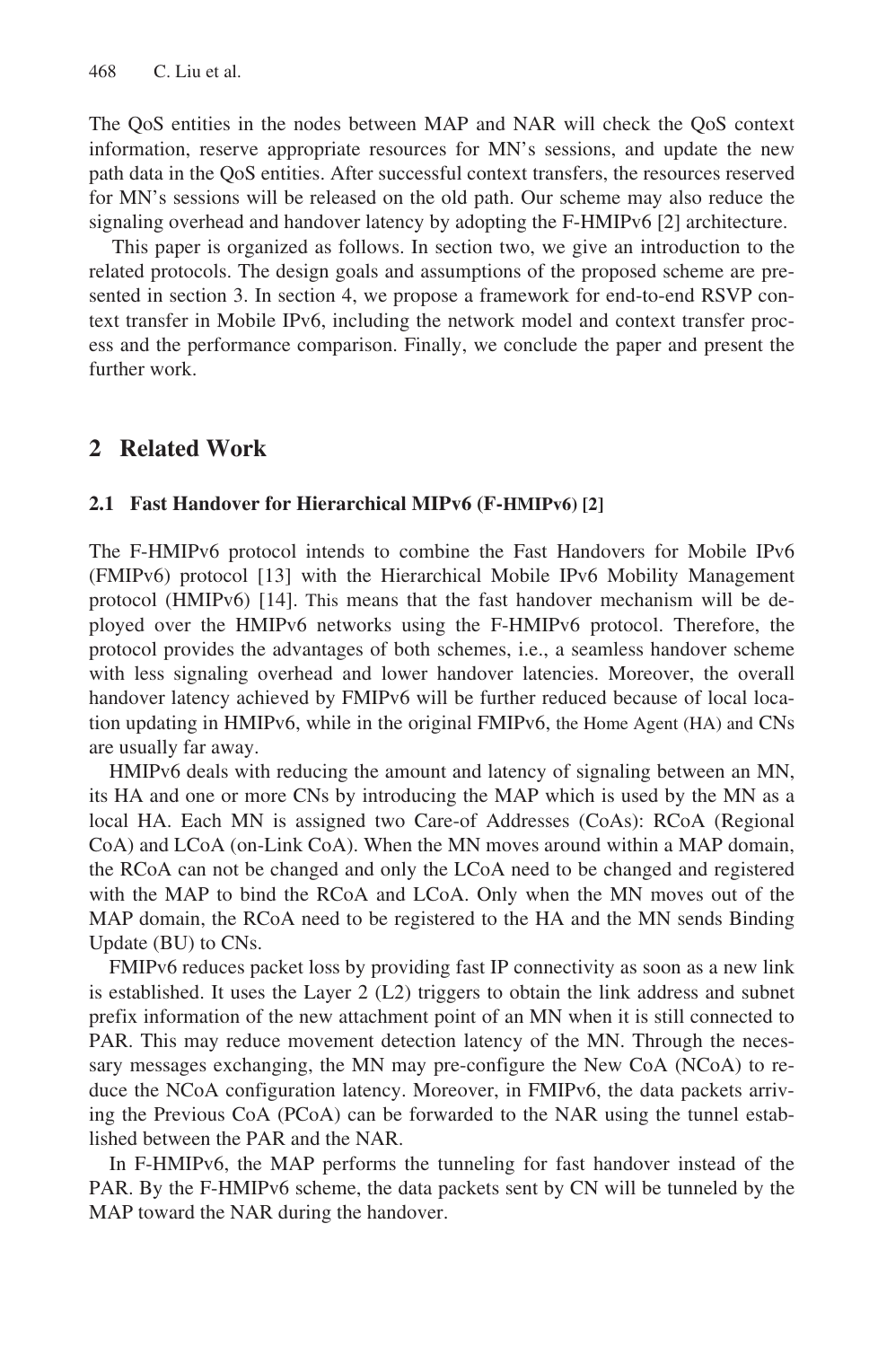The QoS entities in the nodes between MAP and NAR will check the QoS context information, reserve appropriate resources for MN's sessions, and update the new path data in the QoS entities. After successful context transfers, the resources reserved for MN's sessions will be released on the old path. Our scheme may also reduce the signaling overhead and handover latency by adopting the F-HMIPv6 [2] architecture.

This paper is organized as follows. In section two, we give an introduction to the related protocols. The design goals and assumptions of the proposed scheme are presented in section 3. In section 4, we propose a framework for end-to-end RSVP context transfer in Mobile IPv6, including the network model and context transfer process and the performance comparison. Finally, we conclude the paper and present the further work.

## 2 Related Work

### 2.1 Fast Handover for Hierarchical MIPv6 (F-HMIPv6) [2]

The F-HMIPv6 protocol intends to combine the Fast Handovers for Mobile IPv6 (FMIPv6) protocol [13] with the Hierarchical Mobile IPv6 Mobility Management protocol (HMIPv6) [14]. This means that the fast handover mechanism will be deployed over the HMIPv6 networks using the F-HMIPv6 protocol. Therefore, the protocol provides the advantages of both schemes, i.e., a seamless handover scheme with less signaling overhead and lower handover latencies. Moreover, the overall handover latency achieved by FMIPv6 will be further reduced because of local location updating in HMIPv6, while in the original FMIPv6, the Home Agent (HA) and CNs are usually far away.

HMIPv6 deals with reducing the amount and latency of signaling between an MN, its HA and one or more CNs by introducing the MAP which is used by the MN as a local HA. Each MN is assigned two Care-of Addresses (CoAs): RCoA (Regional CoA) and LCoA (on-Link CoA). When the MN moves around within a MAP domain, the RCoA can not be changed and only the LCoA need to be changed and registered with the MAP to bind the RCoA and LCoA. Only when the MN moves out of the MAP domain, the RCoA need to be registered to the HA and the MN sends Binding Update (BU) to CNs.

FMIPv6 reduces packet loss by providing fast IP connectivity as soon as a new link is established. It uses the Layer 2 (L2) triggers to obtain the link address and subnet prefix information of the new attachment point of an MN when it is still connected to PAR. This may reduce movement detection latency of the MN. Through the necessary messages exchanging, the MN may pre-configure the New CoA (NCoA) to reduce the NCoA configuration latency. Moreover, in FMIPv6, the data packets arriving the Previous CoA (PCoA) can be forwarded to the NAR using the tunnel established between the PAR and the NAR.

In F-HMIPv6, the MAP performs the tunneling for fast handover instead of the PAR. By the F-HMIPv6 scheme, the data packets sent by CN will be tunneled by the MAP toward the NAR during the handover.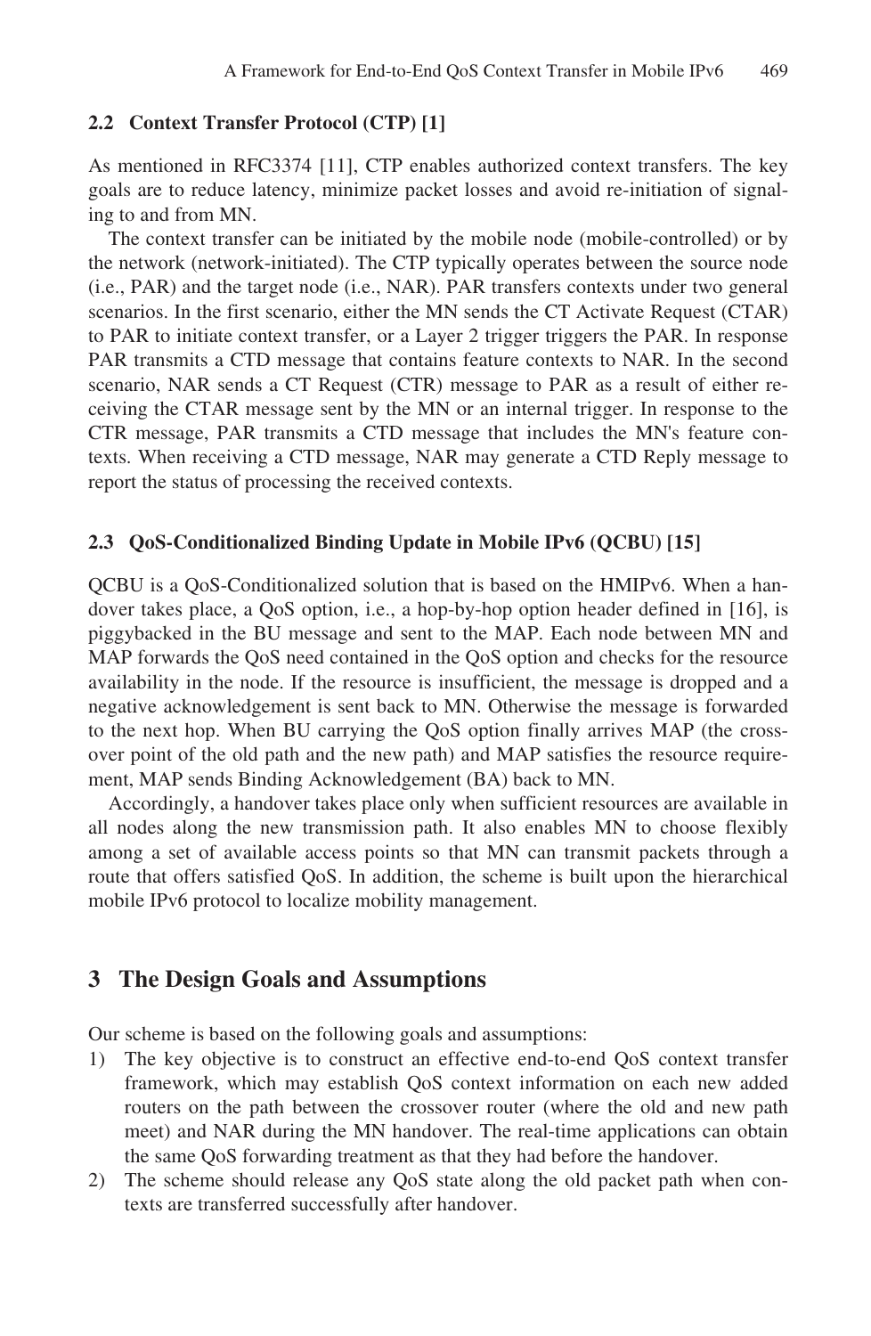### 2.2 Context Transfer Protocol (CTP) [1]

As mentioned in RFC3374 [11], CTP enables authorized context transfers. The key goals are to reduce latency, minimize packet losses and avoid re-initiation of signaling to and from MN.

The context transfer can be initiated by the mobile node (mobile-controlled) or by the network (network-initiated). The CTP typically operates between the source node (i.e., PAR) and the target node (i.e., NAR). PAR transfers contexts under two general scenarios. In the first scenario, either the MN sends the CT Activate Request (CTAR) to PAR to initiate context transfer, or a Layer 2 trigger triggers the PAR. In response PAR transmits a CTD message that contains feature contexts to NAR. In the second scenario, NAR sends a CT Request (CTR) message to PAR as a result of either receiving the CTAR message sent by the MN or an internal trigger. In response to the CTR message, PAR transmits a CTD message that includes the MN's feature contexts. When receiving a CTD message, NAR may generate a CTD Reply message to report the status of processing the received contexts.

### 2.3 QoS-Conditionalized Binding Update in Mobile IPv6 (QCBU) [15]

QCBU is a QoS-Conditionalized solution that is based on the HMIPv6. When a handover takes place, a QoS option, i.e., a hop-by-hop option header defined in [16], is piggybacked in the BU message and sent to the MAP. Each node between MN and MAP forwards the QoS need contained in the QoS option and checks for the resource availability in the node. If the resource is insufficient, the message is dropped and a negative acknowledgement is sent back to MN. Otherwise the message is forwarded to the next hop. When BU carrying the QoS option finally arrives MAP (the crossover point of the old path and the new path) and MAP satisfies the resource requirement, MAP sends Binding Acknowledgement (BA) back to MN.

Accordingly, a handover takes place only when sufficient resources are available in all nodes along the new transmission path. It also enables MN to choose flexibly among a set of available access points so that MN can transmit packets through a route that offers satisfied QoS. In addition, the scheme is built upon the hierarchical mobile IPv6 protocol to localize mobility management.

## 3 The Design Goals and Assumptions

Our scheme is based on the following goals and assumptions:

1) The key objective is to construct an effective end-to-end QoS context transfer framework, which may establish QoS context information on each new added routers on the path between the crossover router (where the old and new path meet) and NAR during the MN handover. The real-time applications can obtain the same QoS forwarding treatment as that they had before the handover.
2) The scheme should release any QoS state along the old packet path when contexts are transferred successfully after handover.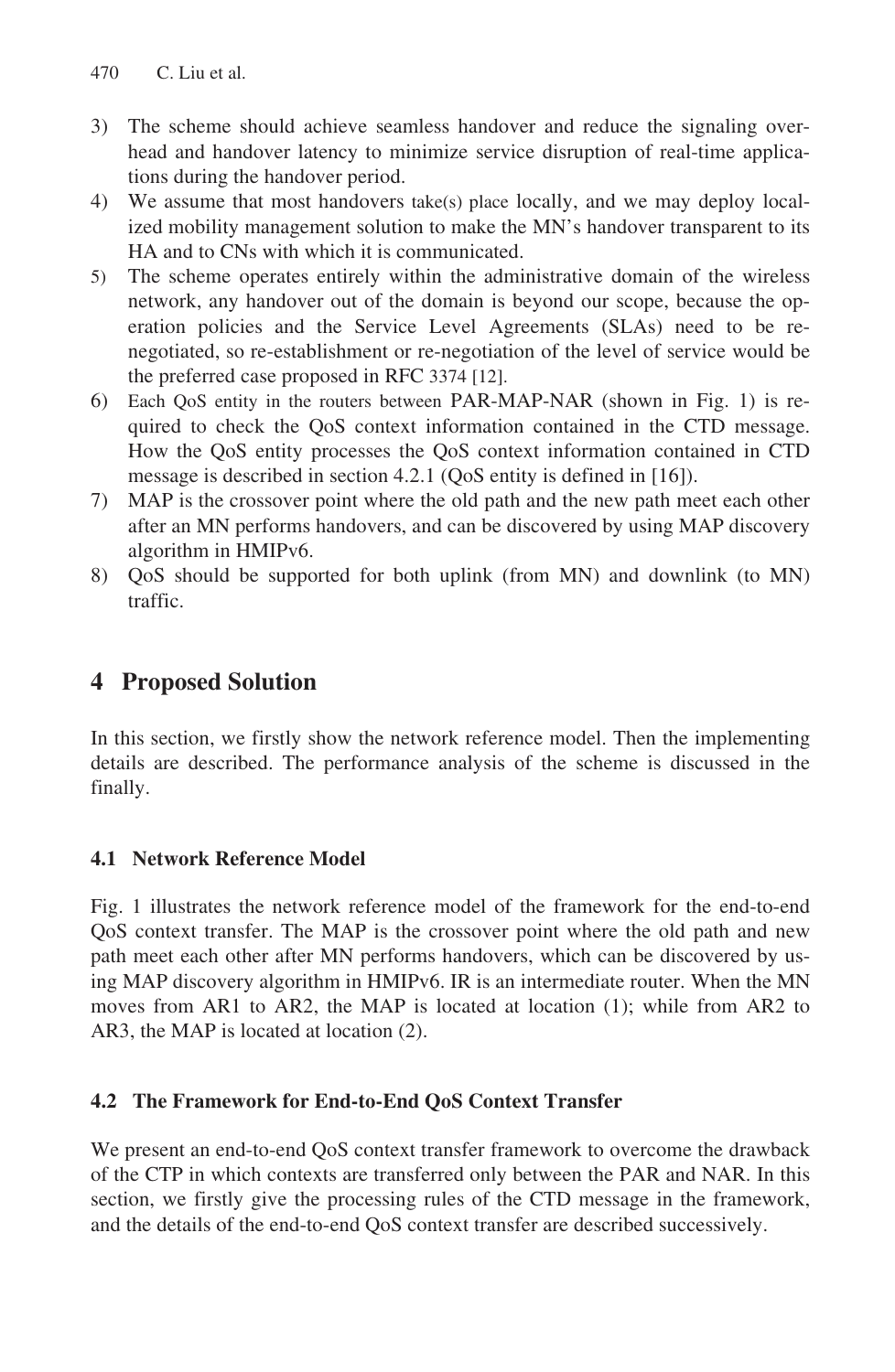3) The scheme should achieve seamless handover and reduce the signaling overhead and handover latency to minimize service disruption of real-time applications during the handover period.
4) We assume that most handovers take(s) place locally, and we may deploy localized mobility management solution to make the MN's handover transparent to its HA and to CNs with which it is communicated.
5) The scheme operates entirely within the administrative domain of the wireless network, any handover out of the domain is beyond our scope, because the operation policies and the Service Level Agreements (SLAs) need to be renegotiated, so re-establishment or re-negotiation of the level of service would be the preferred case proposed in RFC 3374 [12].
6) Each QoS entity in the routers between PAR-MAP-NAR (shown in Fig. 1) is required to check the QoS context information contained in the CTD message. How the QoS entity processes the QoS context information contained in CTD message is described in section 4.2.1 (QoS entity is defined in [16]).
7) MAP is the crossover point where the old path and the new path meet each other after an MN performs handovers, and can be discovered by using MAP discovery algorithm in HMIPv6.
8) QoS should be supported for both uplink (from MN) and downlink (to MN) traffic.

# 4 Proposed Solution

In this section, we firstly show the network reference model. Then the implementing details are described. The performance analysis of the scheme is discussed in the finally.

## 4.1 Network Reference Model

Fig. 1 illustrates the network reference model of the framework for the end-to-end QoS context transfer. The MAP is the crossover point where the old path and new path meet each other after MN performs handovers, which can be discovered by using MAP discovery algorithm in HMIPv6. IR is an intermediate router. When the MN moves from AR1 to AR2, the MAP is located at location (1); while from AR2 to AR3, the MAP is located at location (2).

## 4.2 The Framework for End-to-End QoS Context Transfer

We present an end-to-end QoS context transfer framework to overcome the drawback of the CTP in which contexts are transferred only between the PAR and NAR. In this section, we firstly give the processing rules of the CTD message in the framework, and the details of the end-to-end QoS context transfer are described successively.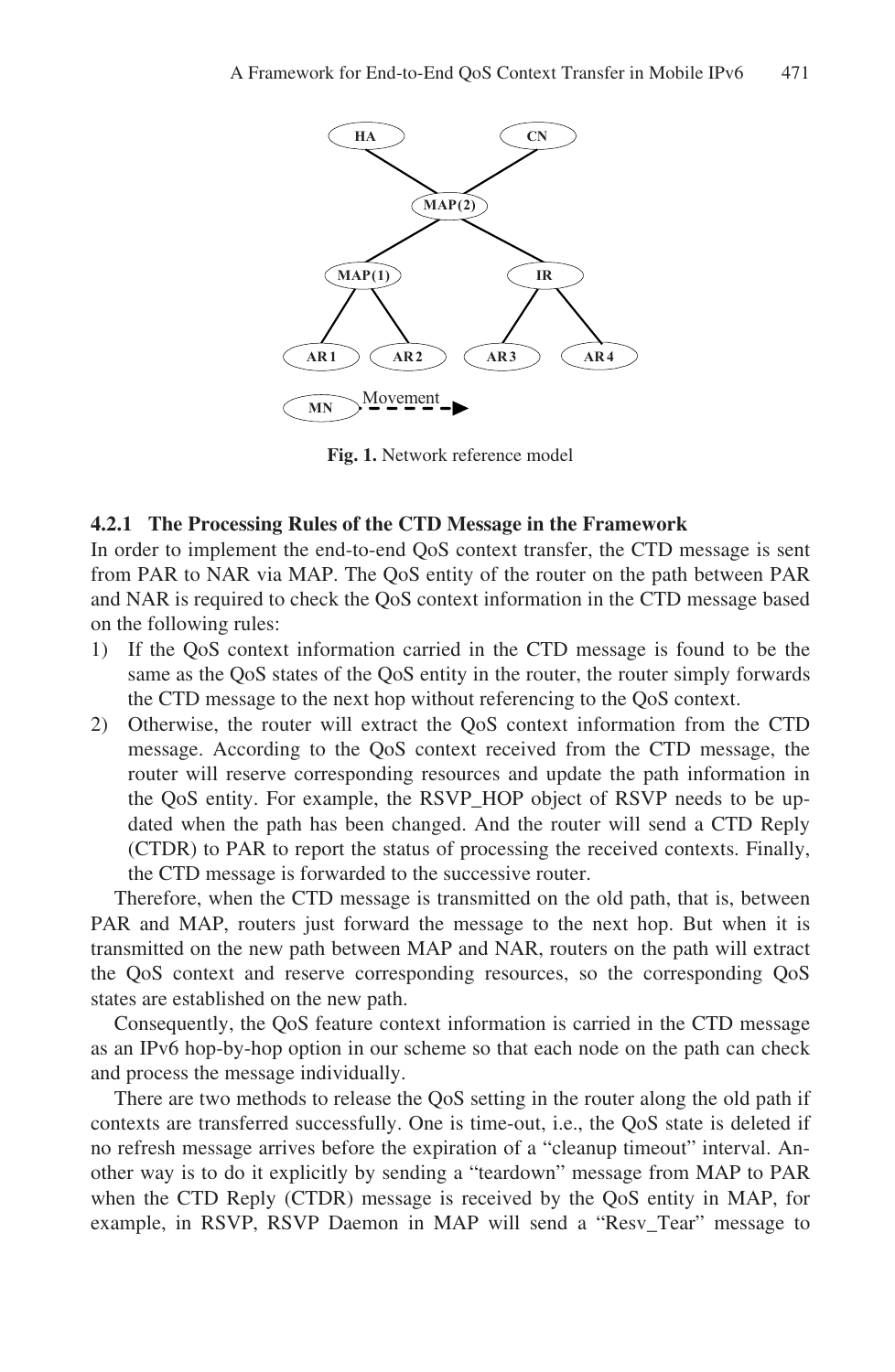HA

CN

MAP(2)

MAP(1)

IR

AR 1

AR 2

AR 3

AR 4

MN

Movement

**Fig. 1.** Network reference model

#### 4.2.1 The Processing Rules of the CTD Message in the Framework

In order to implement the end-to-end QoS context transfer, the CTD message is sent from PAR to NAR via MAP. The QoS entity of the router on the path between PAR and NAR is required to check the QoS context information in the CTD message based on the following rules:

1) If the QoS context information carried in the CTD message is found to be the same as the QoS states of the QoS entity in the router, the router simply forwards the CTD message to the next hop without referencing to the QoS context.
2) Otherwise, the router will extract the QoS context information from the CTD message. According to the QoS context received from the CTD message, the router will reserve corresponding resources and update the path information in the QoS entity. For example, the RSVP_HOP object of RSVP needs to be updated when the path has been changed. And the router will send a CTD Reply (CTDR) to PAR to report the status of processing the received contexts. Finally, the CTD message is forwarded to the successive router.

Therefore, when the CTD message is transmitted on the old path, that is, between PAR and MAP, routers just forward the message to the next hop. But when it is transmitted on the new path between MAP and NAR, routers on the path will extract the QoS context and reserve corresponding resources, so the corresponding QoS states are established on the new path.

Consequently, the QoS feature context information is carried in the CTD message as an IPv6 hop-by-hop option in our scheme so that each node on the path can check and process the message individually.

There are two methods to release the QoS setting in the router along the old path if contexts are transferred successfully. One is time-out, i.e., the QoS state is deleted if no refresh message arrives before the expiration of a "cleanup timeout" interval. Another way is to do it explicitly by sending a "teardown" message from MAP to PAR when the CTD Reply (CTDR) message is received by the QoS entity in MAP, for example, in RSVP, RSVP Daemon in MAP will send a "Resv_Tear" message to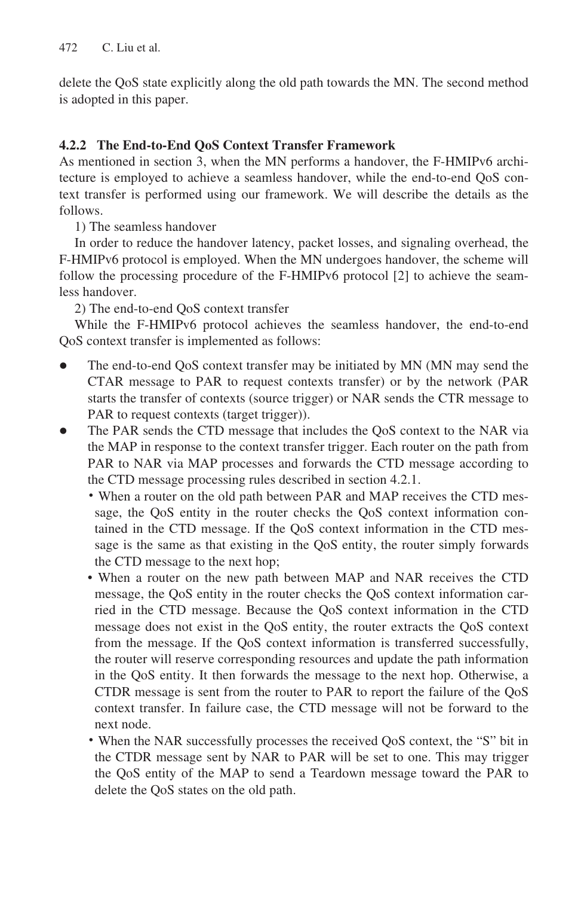delete the QoS state explicitly along the old path towards the MN. The second method is adopted in this paper.

#### 4.2.2 The End-to-End QoS Context Transfer Framework

As mentioned in section 3, when the MN performs a handover, the F-HMIPv6 architecture is employed to achieve a seamless handover, while the end-to-end QoS context transfer is performed using our framework. We will describe the details as the follows.

1) The seamless handover

In order to reduce the handover latency, packet losses, and signaling overhead, the F-HMIPv6 protocol is employed. When the MN undergoes handover, the scheme will follow the processing procedure of the F-HMIPv6 protocol [2] to achieve the seamless handover.

2) The end-to-end QoS context transfer

While the F-HMIPv6 protocol achieves the seamless handover, the end-to-end QoS context transfer is implemented as follows:

- The end-to-end QoS context transfer may be initiated by MN (MN may send the CTAR message to PAR to request contexts transfer) or by the network (PAR starts the transfer of contexts (source trigger) or NAR sends the CTR message to PAR to request contexts (target trigger)).
- The PAR sends the CTD message that includes the QoS context to the NAR via the MAP in response to the context transfer trigger. Each router on the path from PAR to NAR via MAP processes and forwards the CTD message according to the CTD message processing rules described in section 4.2.1.
  - When a router on the old path between PAR and MAP receives the CTD message, the QoS entity in the router checks the QoS context information contained in the CTD message. If the QoS context information in the CTD message is the same as that existing in the QoS entity, the router simply forwards the CTD message to the next hop;
  - When a router on the new path between MAP and NAR receives the CTD message, the QoS entity in the router checks the QoS context information carried in the CTD message. Because the QoS context information in the CTD message does not exist in the QoS entity, the router extracts the QoS context from the message. If the QoS context information is transferred successfully, the router will reserve corresponding resources and update the path information in the QoS entity. It then forwards the message to the next hop. Otherwise, a CTDR message is sent from the router to PAR to report the failure of the QoS context transfer. In failure case, the CTD message will not be forward to the next node.
  - When the NAR successfully processes the received QoS context, the "S" bit in the CTDR message sent by NAR to PAR will be set to one. This may trigger the QoS entity of the MAP to send a Teardown message toward the PAR to delete the QoS states on the old path.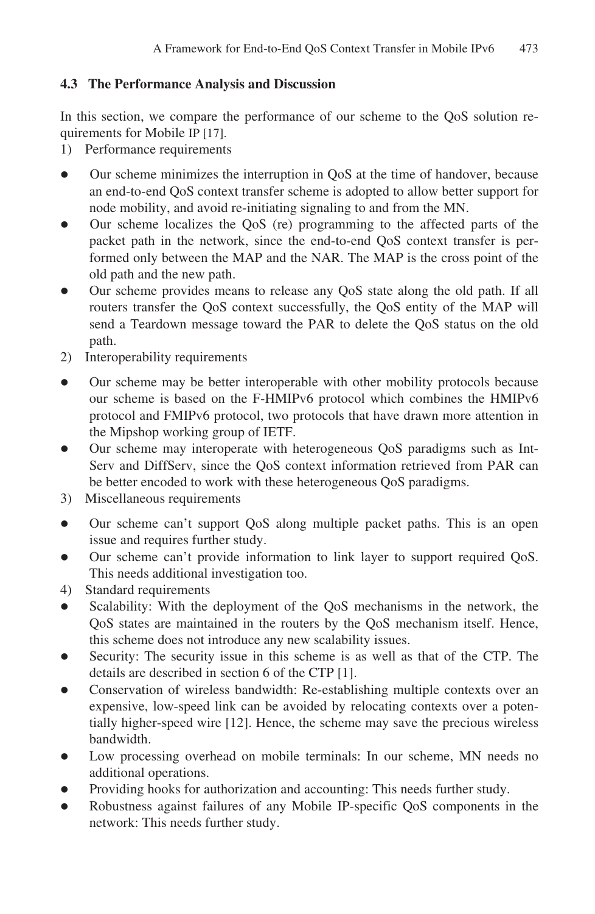### 4.3 The Performance Analysis and Discussion

In this section, we compare the performance of our scheme to the QoS solution requirements for Mobile IP [17].

1) Performance requirements

- Our scheme minimizes the interruption in QoS at the time of handover, because an end-to-end QoS context transfer scheme is adopted to allow better support for node mobility, and avoid re-initiating signaling to and from the MN.
- Our scheme localizes the QoS (re) programming to the affected parts of the packet path in the network, since the end-to-end QoS context transfer is performed only between the MAP and the NAR. The MAP is the cross point of the old path and the new path.
- Our scheme provides means to release any QoS state along the old path. If all routers transfer the QoS context successfully, the QoS entity of the MAP will send a Teardown message toward the PAR to delete the QoS status on the old path.

2) Interoperability requirements

- Our scheme may be better interoperable with other mobility protocols because our scheme is based on the F-HMIPv6 protocol which combines the HMIPv6 protocol and FMIPv6 protocol, two protocols that have drawn more attention in the Mipshop working group of IETF.
- Our scheme may interoperate with heterogeneous QoS paradigms such as Int-Serv and DiffServ, since the QoS context information retrieved from PAR can be better encoded to work with these heterogeneous QoS paradigms.

3) Miscellaneous requirements

- Our scheme can't support QoS along multiple packet paths. This is an open issue and requires further study.
- Our scheme can't provide information to link layer to support required QoS. This needs additional investigation too.

4) Standard requirements

- Scalability: With the deployment of the QoS mechanisms in the network, the QoS states are maintained in the routers by the QoS mechanism itself. Hence, this scheme does not introduce any new scalability issues.
- Security: The security issue in this scheme is as well as that of the CTP. The details are described in section 6 of the CTP [1].
- Conservation of wireless bandwidth: Re-establishing multiple contexts over an expensive, low-speed link can be avoided by relocating contexts over a potentially higher-speed wire [12]. Hence, the scheme may save the precious wireless bandwidth.
- Low processing overhead on mobile terminals: In our scheme, MN needs no additional operations.
- Providing hooks for authorization and accounting: This needs further study.
- Robustness against failures of any Mobile IP-specific QoS components in the network: This needs further study.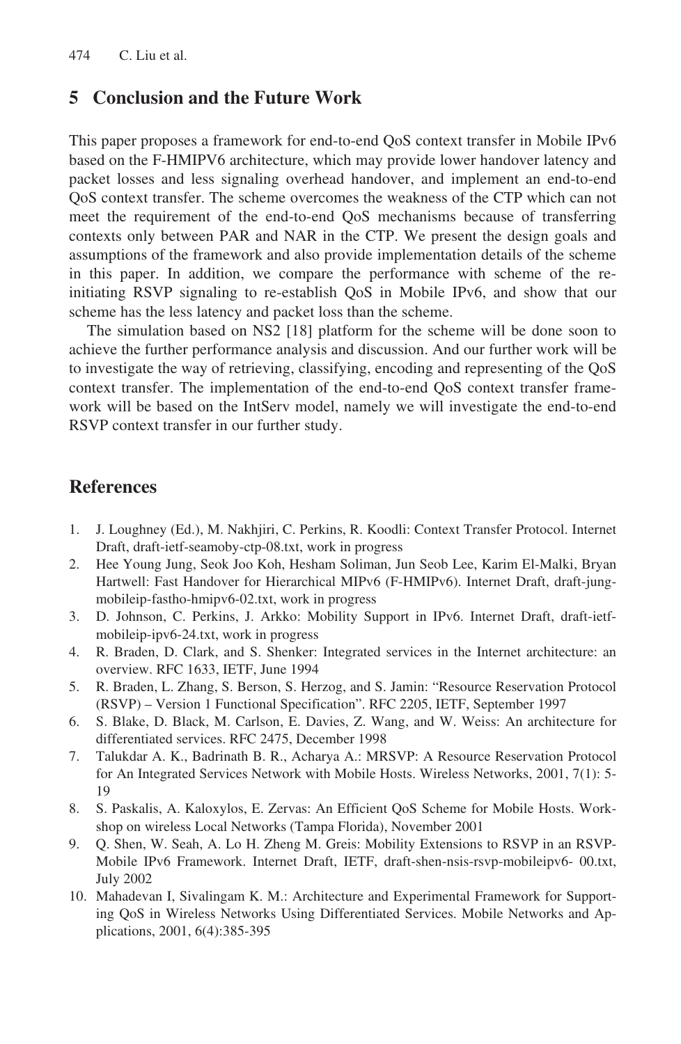## 5 Conclusion and the Future Work

This paper proposes a framework for end-to-end QoS context transfer in Mobile IPv6 based on the F-HMIPV6 architecture, which may provide lower handover latency and packet losses and less signaling overhead handover, and implement an end-to-end QoS context transfer. The scheme overcomes the weakness of the CTP which can not meet the requirement of the end-to-end QoS mechanisms because of transferring contexts only between PAR and NAR in the CTP. We present the design goals and assumptions of the framework and also provide implementation details of the scheme in this paper. In addition, we compare the performance with scheme of the re-initiating RSVP signaling to re-establish QoS in Mobile IPv6, and show that our scheme has the less latency and packet loss than the scheme.

The simulation based on NS2 [18] platform for the scheme will be done soon to achieve the further performance analysis and discussion. And our further work will be to investigate the way of retrieving, classifying, encoding and representing of the QoS context transfer. The implementation of the end-to-end QoS context transfer framework will be based on the IntServ model, namely we will investigate the end-to-end RSVP context transfer in our further study.

## References

1. J. Loughney (Ed.), M. Nakhjiri, C. Perkins, R. Koodli: Context Transfer Protocol. Internet Draft, draft-ietf-seamoby-ctp-08.txt, work in progress
2. Hee Young Jung, Seok Joo Koh, Hesham Soliman, Jun Seob Lee, Karim El-Malki, Bryan Hartwell: Fast Handover for Hierarchical MIPv6 (F-HMIPv6). Internet Draft, draft-jung-mobileip-fastho-hmipv6-02.txt, work in progress
3. D. Johnson, C. Perkins, J. Arkko: Mobility Support in IPv6. Internet Draft, draft-ietf-mobileip-ipv6-24.txt, work in progress
4. R. Braden, D. Clark, and S. Shenker: Integrated services in the Internet architecture: an overview. RFC 1633, IETF, June 1994
5. R. Braden, L. Zhang, S. Berson, S. Herzog, and S. Jamin: "Resource Reservation Protocol (RSVP) – Version 1 Functional Specification". RFC 2205, IETF, September 1997
6. S. Blake, D. Black, M. Carlson, E. Davies, Z. Wang, and W. Weiss: An architecture for differentiated services. RFC 2475, December 1998
7. Talukdar A. K., Badrinath B. R., Acharya A.: MRSVP: A Resource Reservation Protocol for An Integrated Services Network with Mobile Hosts. Wireless Networks, 2001, 7(1): 5-19
8. S. Paskalis, A. Kaloxylos, E. Zervas: An Efficient QoS Scheme for Mobile Hosts. Workshop on wireless Local Networks (Tampa Florida), November 2001
9. Q. Shen, W. Seah, A. Lo H. Zheng M. Greis: Mobility Extensions to RSVP in an RSVP-Mobile IPv6 Framework. Internet Draft, IETF, draft-shen-nsis-rsvp-mobileipv6- 00.txt, July 2002
10. Mahadevan I, Sivalingam K. M.: Architecture and Experimental Framework for Supporting QoS in Wireless Networks Using Differentiated Services. Mobile Networks and Applications, 2001, 6(4):385-395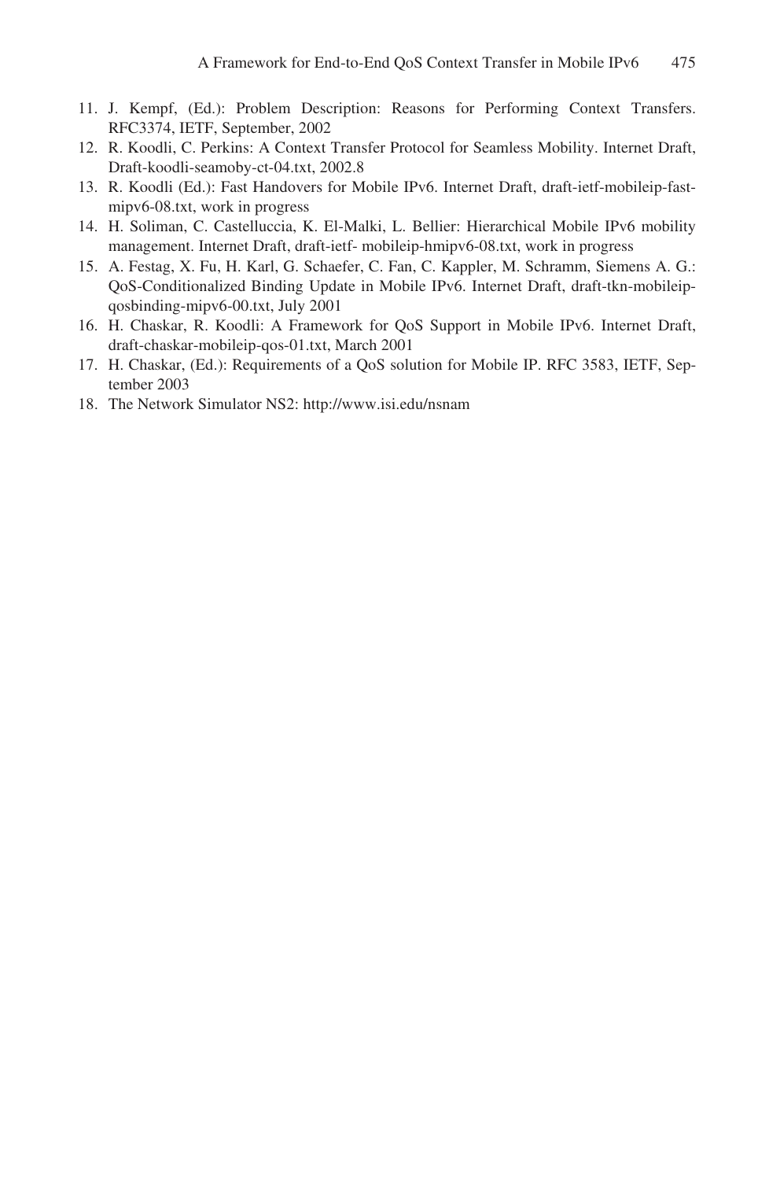11. J. Kempf, (Ed.): Problem Description: Reasons for Performing Context Transfers. RFC3374, IETF, September, 2002
12. R. Koodli, C. Perkins: A Context Transfer Protocol for Seamless Mobility. Internet Draft, Draft-koodli-seamoby-ct-04.txt, 2002.8
13. R. Koodli (Ed.): Fast Handovers for Mobile IPv6. Internet Draft, draft-ietf-mobileip-fast-mipv6-08.txt, work in progress
14. H. Soliman, C. Castelluccia, K. El-Malki, L. Bellier: Hierarchical Mobile IPv6 mobility management. Internet Draft, draft-ietf- mobileip-hmipv6-08.txt, work in progress
15. A. Festag, X. Fu, H. Karl, G. Schaefer, C. Fan, C. Kappler, M. Schramm, Siemens A. G.: QoS-Conditionalized Binding Update in Mobile IPv6. Internet Draft, draft-tkn-mobileip-qosbinding-mipv6-00.txt, July 2001
16. H. Chaskar, R. Koodli: A Framework for QoS Support in Mobile IPv6. Internet Draft, draft-chaskar-mobileip-qos-01.txt, March 2001
17. H. Chaskar, (Ed.): Requirements of a QoS solution for Mobile IP. RFC 3583, IETF, September 2003
18. The Network Simulator NS2: http://www.isi.edu/nsnam